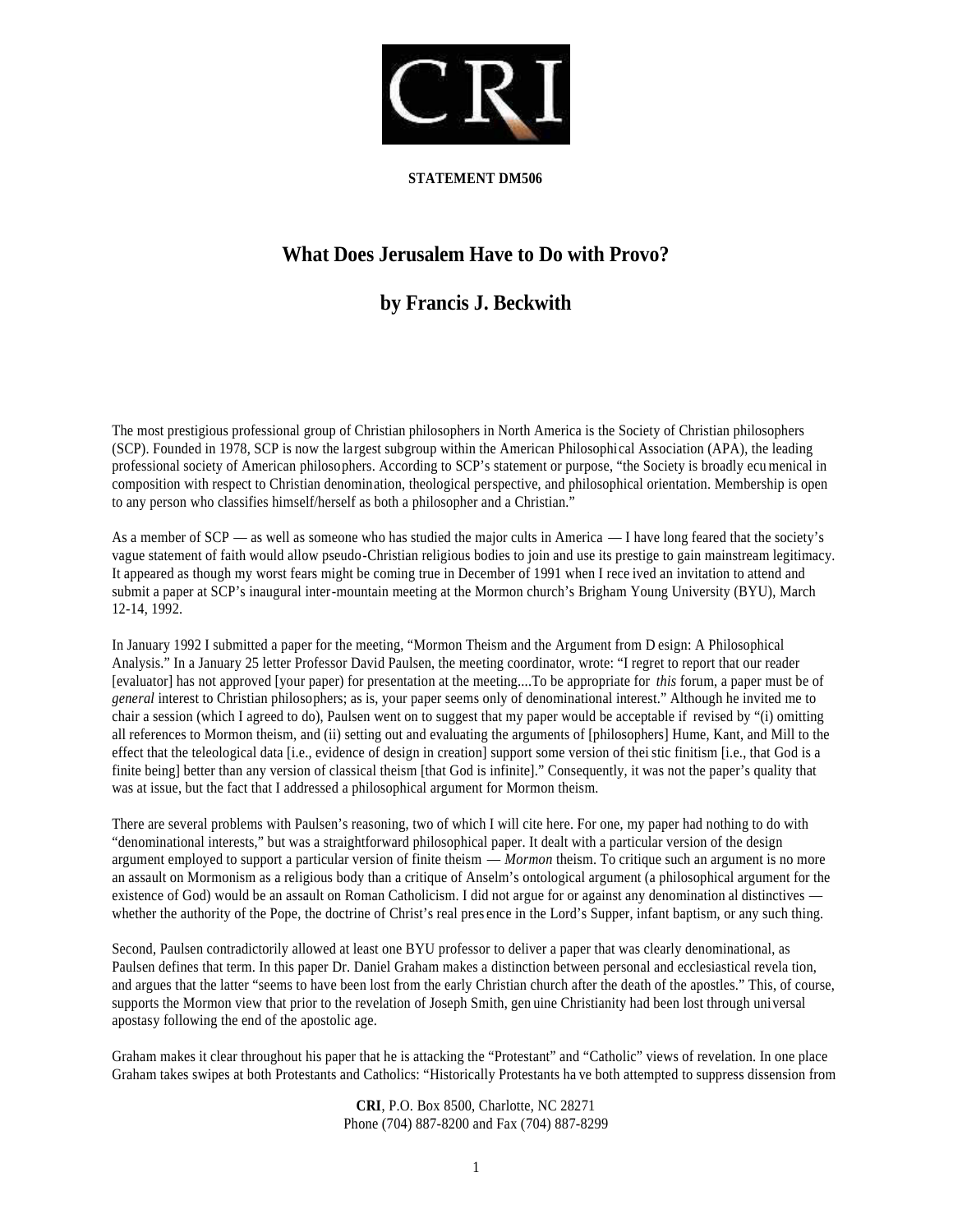**STATEMENT DM506**

# What Does Jerusalem Have to Do with Provo?

## by Francis J. Beckwith

The most prestigious professional group of Christian philosophers in North America is the Society of Christian philosophers (SCP). Founded in 1978, SCP is now the largest subgroup within the American Philosophical Association (APA), the leading professional society of American philosophers. According to SCP's statement or purpose, "the Society is broadly ecumenical in composition with respect to Christian denomination, theological perspective, and philosophical orientation. Membership is open to any person who classifies himself/herself as both a philosopher and a Christian."

As a member of SCP — as well as someone who has studied the major cults in America — I have long feared that the society's vague statement of faith would allow pseudo-Christian religious bodies to join and use its prestige to gain mainstream legitimacy. It appeared as though my worst fears might be coming true in December of 1991 when I received an invitation to attend and submit a paper at SCP's inaugural inter-mountain meeting at the Mormon church's Brigham Young University (BYU), March 12-14, 1992.

In January 1992 I submitted a paper for the meeting, "Mormon Theism and the Argument from Design: A Philosophical Analysis." In a January 25 letter Professor David Paulsen, the meeting coordinator, wrote: "I regret to report that our reader [evaluator] has not approved [your paper] for presentation at the meeting....To be appropriate for *this* forum, a paper must be of *general* interest to Christian philosophers; as is, your paper seems only of denominational interest." Although he invited me to chair a session (which I agreed to do), Paulsen went on to suggest that my paper would be acceptable if revised by "(i) omitting all references to Mormon theism, and (ii) setting out and evaluating the arguments of [philosophers] Hume, Kant, and Mill to the effect that the teleological data [i.e., evidence of design in creation] support some version of theistic finitism [i.e., that God is a finite being] better than any version of classical theism [that God is infinite]." Consequently, it was not the paper's quality that was at issue, but the fact that I addressed a philosophical argument for Mormon theism.

There are several problems with Paulsen's reasoning, two of which I will cite here. For one, my paper had nothing to do with "denominational interests," but was a straightforward philosophical paper. It dealt with a particular version of the design argument employed to support a particular version of finite theism — *Mormon* theism. To critique such an argument is no more an assault on Mormonism as a religious body than a critique of Anselm's ontological argument (a philosophical argument for the existence of God) would be an assault on Roman Catholicism. I did not argue for or against any denominational distinctives — whether the authority of the Pope, the doctrine of Christ's real presence in the Lord's Supper, infant baptism, or any such thing.

Second, Paulsen contradictorily allowed at least one BYU professor to deliver a paper that was clearly denominational, as Paulsen defines that term. In this paper Dr. Daniel Graham makes a distinction between personal and ecclesiastical revelation, and argues that the latter "seems to have been lost from the early Christian church after the death of the apostles." This, of course, supports the Mormon view that prior to the revelation of Joseph Smith, genuine Christianity had been lost through universal apostasy following the end of the apostolic age.

Graham makes it clear throughout his paper that he is attacking the "Protestant" and "Catholic" views of revelation. In one place Graham takes swipes at both Protestants and Catholics: "Historically Protestants have both attempted to suppress dissension from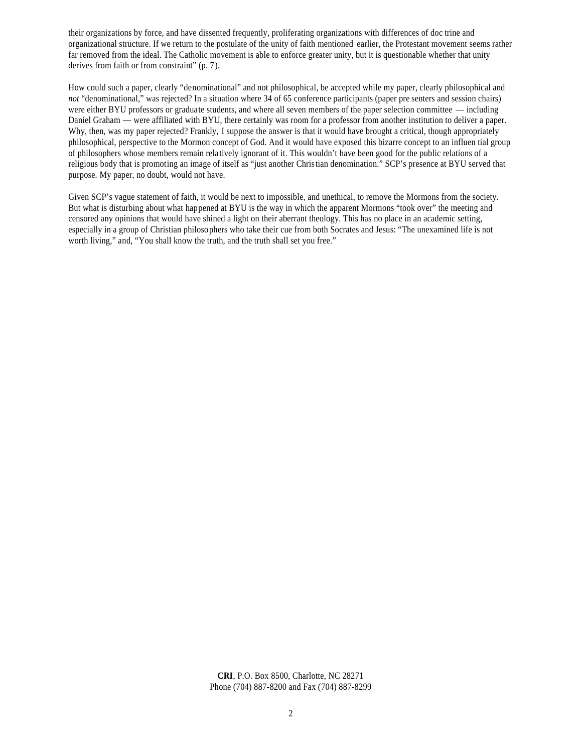their organizations by force, and have dissented frequently, proliferating organizations with differences of doctrine and organizational structure. If we return to the postulate of the unity of faith mentioned earlier, the Protestant movement seems rather far removed from the ideal. The Catholic movement is able to enforce greater unity, but it is questionable whether that unity derives from faith or from constraint" (p. 7).

How could such a paper, clearly "denominational" and not philosophical, be accepted while my paper, clearly philosophical and *not* "denominational," was rejected? In a situation where 34 of 65 conference participants (paper presenters and session chairs) were either BYU professors or graduate students, and where all seven members of the paper selection committee — including Daniel Graham — were affiliated with BYU, there certainly was room for a professor from another institution to deliver a paper. Why, then, was my paper rejected? Frankly, I suppose the answer is that it would have brought a critical, though appropriately philosophical, perspective to the Mormon concept of God. And it would have exposed this bizarre concept to an influential group of philosophers whose members remain relatively ignorant of it. This wouldn't have been good for the public relations of a religious body that is promoting an image of itself as "just another Christian denomination." SCP's presence at BYU served that purpose. My paper, no doubt, would not have.

Given SCP's vague statement of faith, it would be next to impossible, and unethical, to remove the Mormons from the society. But what is disturbing about what happened at BYU is the way in which the apparent Mormons "took over" the meeting and censored any opinions that would have shined a light on their aberrant theology. This has no place in an academic setting, especially in a group of Christian philosophers who take their cue from both Socrates and Jesus: "The unexamined life is not worth living," and, "You shall know the truth, and the truth shall set you free."

**CRI**, P.O. Box 8500, Charlotte, NC 28271
Phone (704) 887-8200 and Fax (704) 887-8299